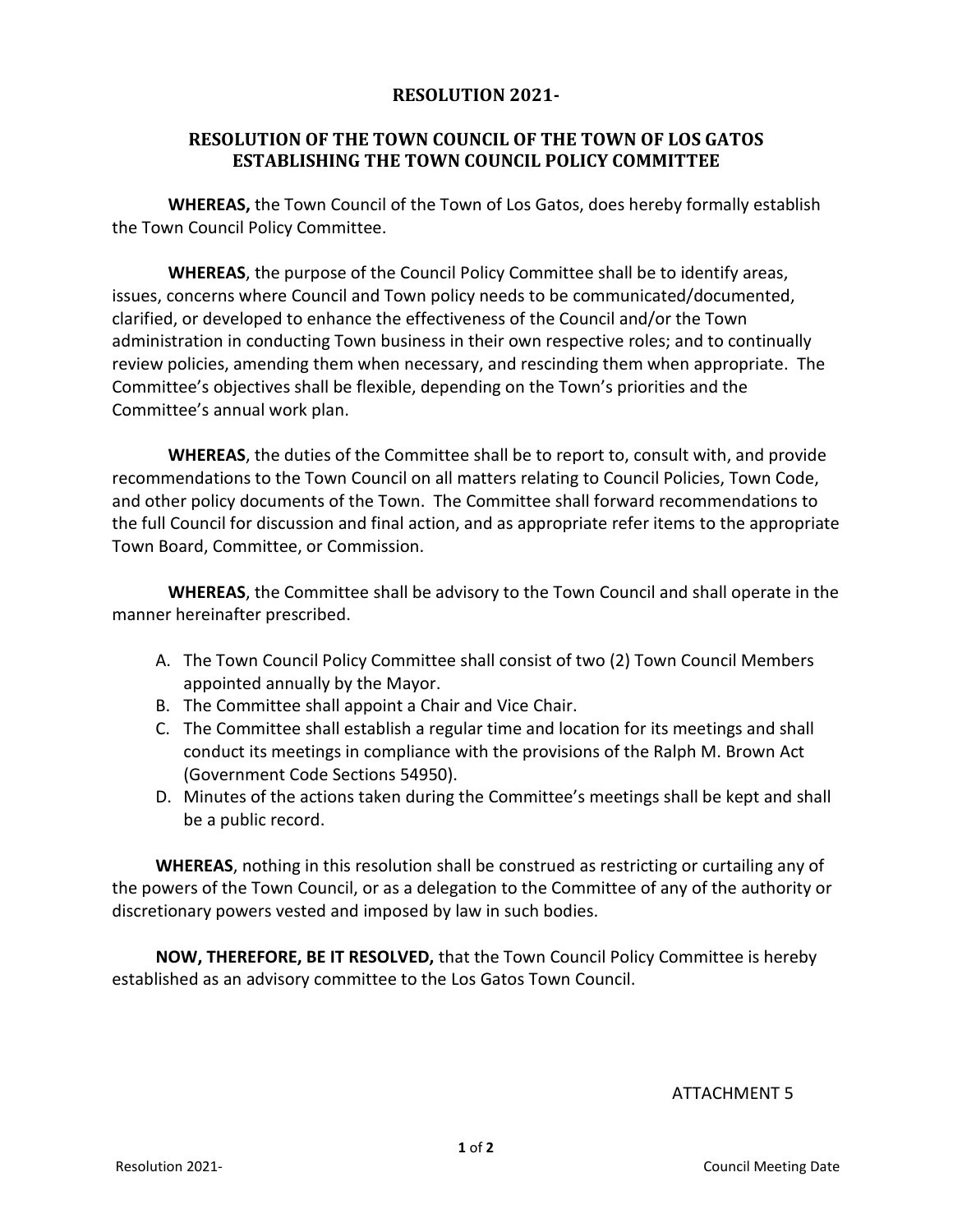# RESOLUTION 2021-

## RESOLUTION OF THE TOWN COUNCIL OF THE TOWN OF LOS GATOS ESTABLISHING THE TOWN COUNCIL POLICY COMMITTEE

**WHEREAS,** the Town Council of the Town of Los Gatos, does hereby formally establish the Town Council Policy Committee.

**WHEREAS**, the purpose of the Council Policy Committee shall be to identify areas, issues, concerns where Council and Town policy needs to be communicated/documented, clarified, or developed to enhance the effectiveness of the Council and/or the Town administration in conducting Town business in their own respective roles; and to continually review policies, amending them when necessary, and rescinding them when appropriate. The Committee's objectives shall be flexible, depending on the Town's priorities and the Committee's annual work plan.

**WHEREAS**, the duties of the Committee shall be to report to, consult with, and provide recommendations to the Town Council on all matters relating to Council Policies, Town Code, and other policy documents of the Town. The Committee shall forward recommendations to the full Council for discussion and final action, and as appropriate refer items to the appropriate Town Board, Committee, or Commission.

**WHEREAS**, the Committee shall be advisory to the Town Council and shall operate in the manner hereinafter prescribed.

A. The Town Council Policy Committee shall consist of two (2) Town Council Members appointed annually by the Mayor.
B. The Committee shall appoint a Chair and Vice Chair.
C. The Committee shall establish a regular time and location for its meetings and shall conduct its meetings in compliance with the provisions of the Ralph M. Brown Act (Government Code Sections 54950).
D. Minutes of the actions taken during the Committee's meetings shall be kept and shall be a public record.

**WHEREAS**, nothing in this resolution shall be construed as restricting or curtailing any of the powers of the Town Council, or as a delegation to the Committee of any of the authority or discretionary powers vested and imposed by law in such bodies.

**NOW, THEREFORE, BE IT RESOLVED,** that the Town Council Policy Committee is hereby established as an advisory committee to the Los Gatos Town Council.

ATTACHMENT 5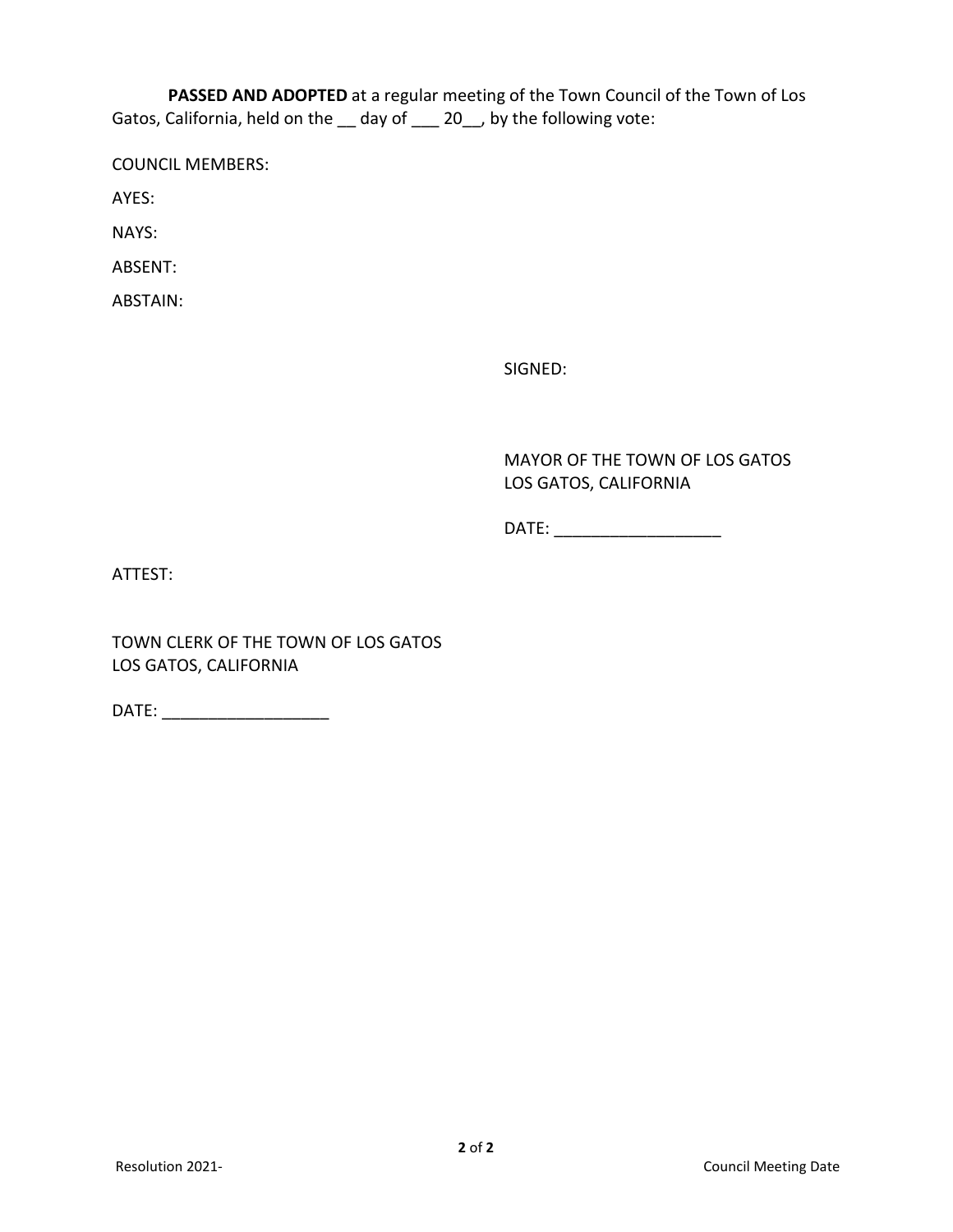**PASSED AND ADOPTED** at a regular meeting of the Town Council of the Town of Los Gatos, California, held on the __ day of ___ 20__, by the following vote:

COUNCIL MEMBERS:

AYES:

NAYS:

ABSENT:

ABSTAIN:

SIGNED:

MAYOR OF THE TOWN OF LOS GATOS
LOS GATOS, CALIFORNIA

DATE: __________________

ATTEST:

TOWN CLERK OF THE TOWN OF LOS GATOS
LOS GATOS, CALIFORNIA

DATE: __________________